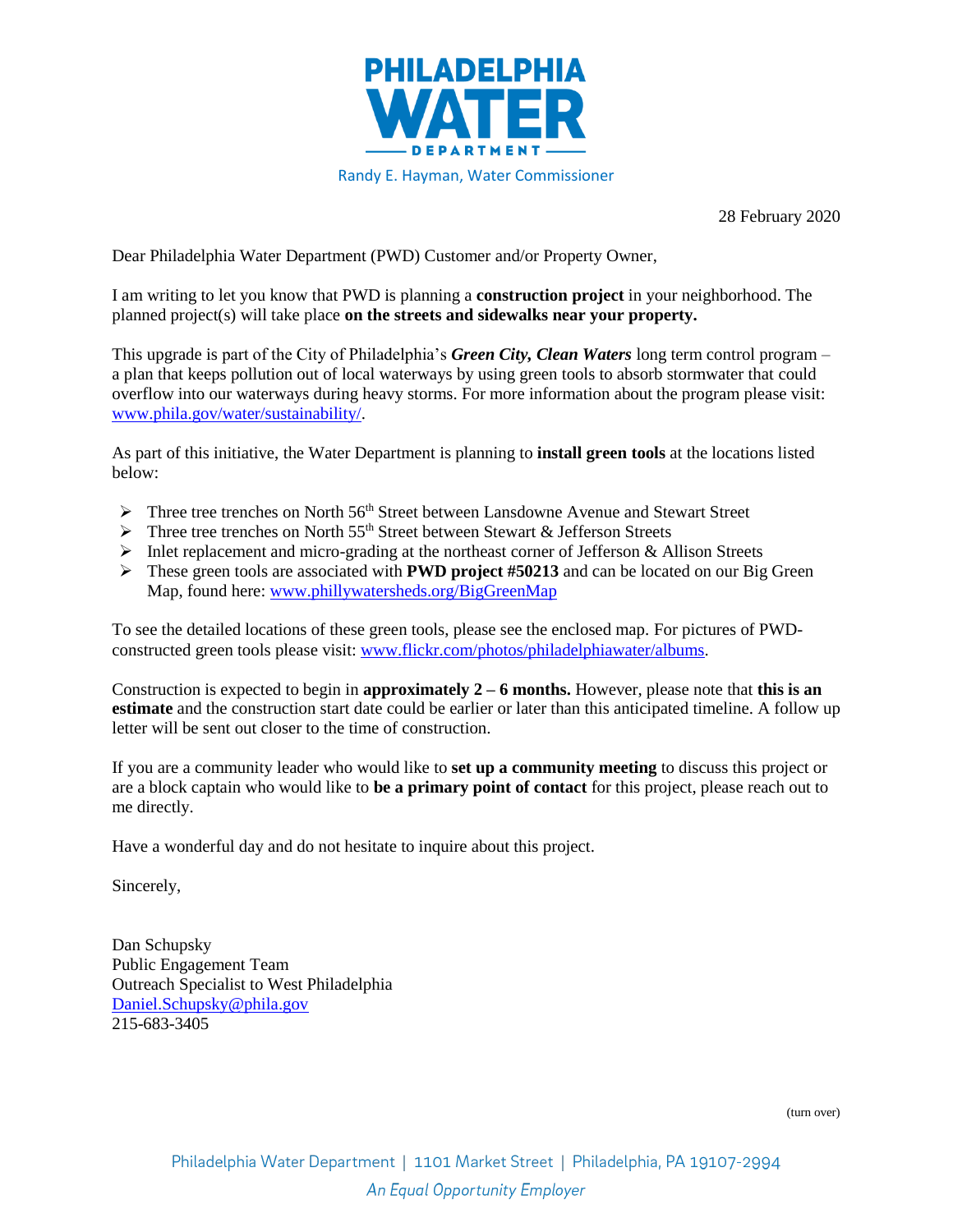# PHILADELPHIA WATER DEPARTMENT

Randy E. Hayman, Water Commissioner

28 February 2020

Dear Philadelphia Water Department (PWD) Customer and/or Property Owner,

I am writing to let you know that PWD is planning a **construction project** in your neighborhood. The planned project(s) will take place **on the streets and sidewalks near your property.**

This upgrade is part of the City of Philadelphia's ***Green City, Clean Waters*** long term control program – a plan that keeps pollution out of local waterways by using green tools to absorb stormwater that could overflow into our waterways during heavy storms. For more information about the program please visit: [www.phila.gov/water/sustainability/](www.phila.gov/water/sustainability/).

As part of this initiative, the Water Department is planning to **install green tools** at the locations listed below:

- Three tree trenches on North 56th Street between Lansdowne Avenue and Stewart Street
- Three tree trenches on North 55th Street between Stewart & Jefferson Streets
- Inlet replacement and micro-grading at the northeast corner of Jefferson & Allison Streets
- These green tools are associated with **PWD project #50213** and can be located on our Big Green Map, found here: [www.phillywatersheds.org/BigGreenMap](www.phillywatersheds.org/BigGreenMap)

To see the detailed locations of these green tools, please see the enclosed map. For pictures of PWD-constructed green tools please visit: [www.flickr.com/photos/philadelphiawater/albums](www.flickr.com/photos/philadelphiawater/albums).

Construction is expected to begin in **approximately 2 – 6 months.** However, please note that **this is an estimate** and the construction start date could be earlier or later than this anticipated timeline. A follow up letter will be sent out closer to the time of construction.

If you are a community leader who would like to **set up a community meeting** to discuss this project or are a block captain who would like to **be a primary point of contact** for this project, please reach out to me directly.

Have a wonderful day and do not hesitate to inquire about this project.

Sincerely,

Dan Schupsky  
Public Engagement Team  
Outreach Specialist to West Philadelphia  
[Daniel.Schupsky@phila.gov](mailto:Daniel.Schupsky@phila.gov)  
215-683-3405

(turn over)

Philadelphia Water Department | 1101 Market Street | Philadelphia, PA 19107-2994

*An Equal Opportunity Employer*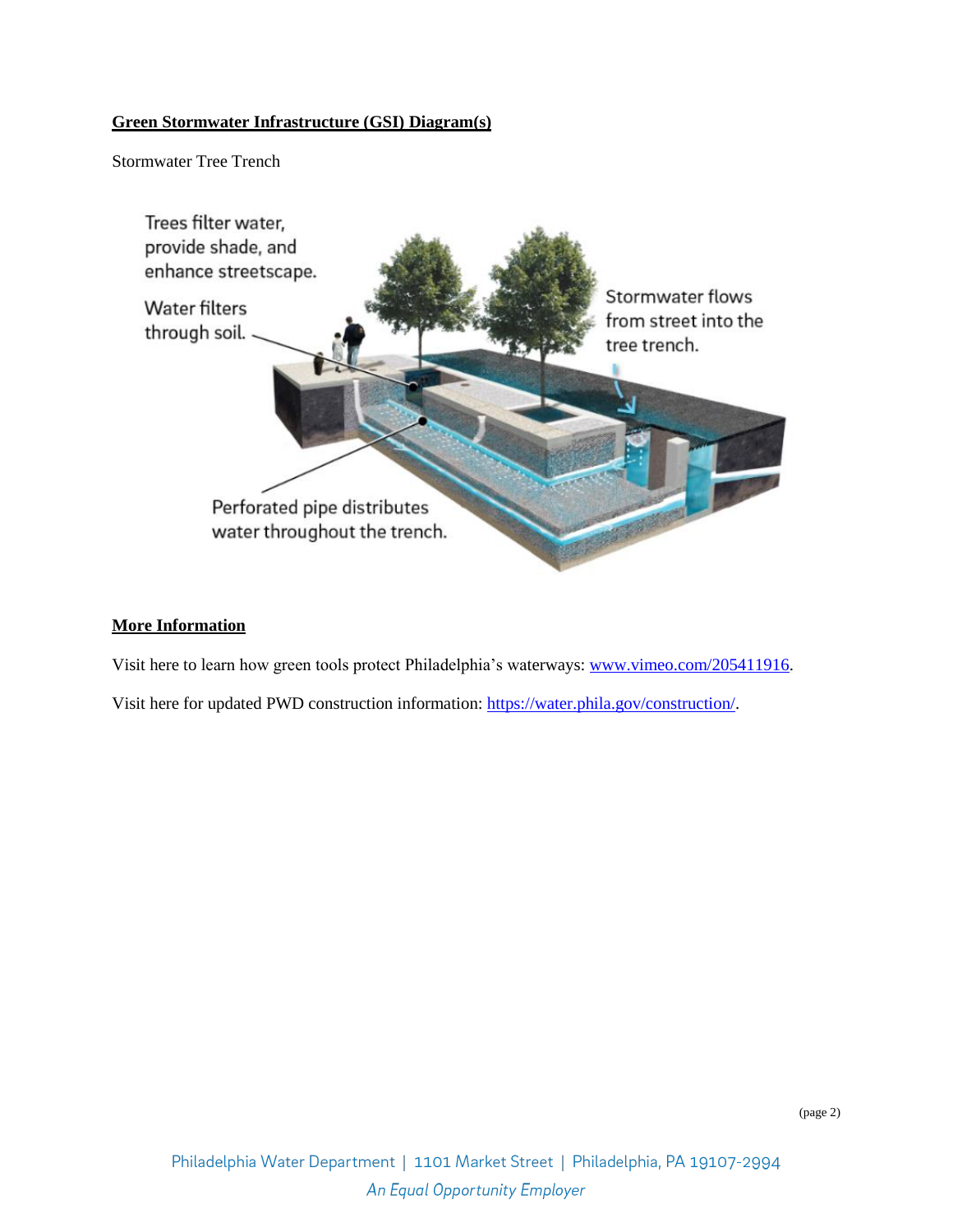**Green Stormwater Infrastructure (GSI) Diagram(s)**

Stormwater Tree Trench

Trees filter water, provide shade, and enhance streetscape.

Water filters through soil.

Stormwater flows from street into the tree trench.

Perforated pipe distributes water throughout the trench.

**More Information**

Visit here to learn how green tools protect Philadelphia's waterways: [www.vimeo.com/205411916](www.vimeo.com/205411916).

Visit here for updated PWD construction information: [https://water.phila.gov/construction/](https://water.phila.gov/construction/).

Philadelphia Water Department | 1101 Market Street | Philadelphia, PA 19107-2994

*An Equal Opportunity Employer*